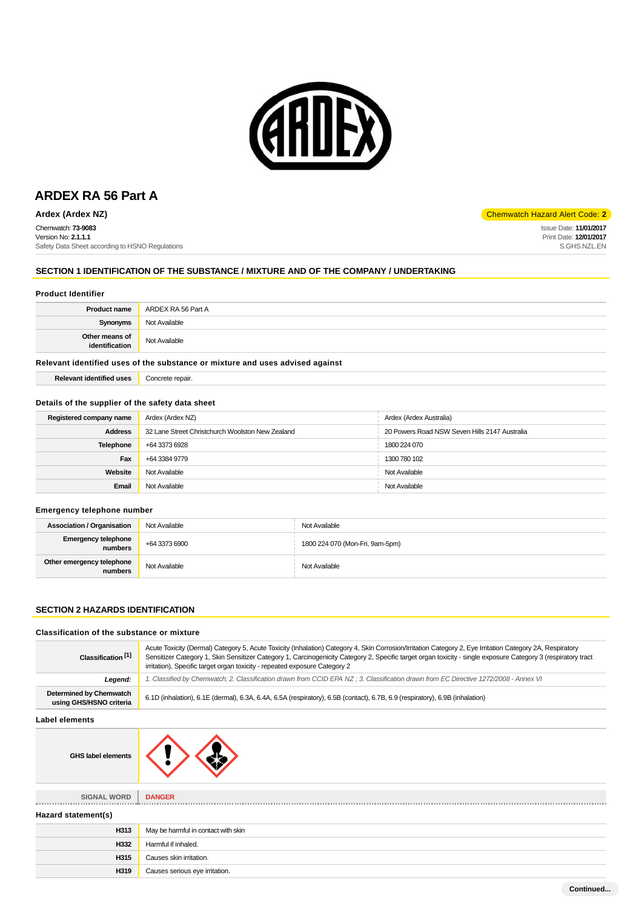# ARDEX RA 56 Part A

**Ardex (Ardex NZ)**

Chemwatch Hazard Alert Code: **2**

Chemwatch: **73-9083**
Version No: **2.1.1.1**
Safety Data Sheet according to HSNO Regulations

Issue Date: **11/01/2017**
Print Date: **12/01/2017**
S.GHS.NZL.EN

## SECTION 1 IDENTIFICATION OF THE SUBSTANCE / MIXTURE AND OF THE COMPANY / UNDERTAKING

### Product Identifier

| | |
|---|---|
| **Product name** | ARDEX RA 56 Part A |
| **Synonyms** | Not Available |
| **Other means of identification** | Not Available |

### Relevant identified uses of the substance or mixture and uses advised against

| | |
|---|---|
| **Relevant identified uses** | Concrete repair. |

### Details of the supplier of the safety data sheet

| | | |
|---|---|---|
| **Registered company name** | Ardex (Ardex NZ) | Ardex (Ardex Australia) |
| **Address** | 32 Lane Street Christchurch Woolston New Zealand | 20 Powers Road NSW Seven Hills 2147 Australia |
| **Telephone** | +64 3373 6928 | 1800 224 070 |
| **Fax** | +64 3384 9779 | 1300 780 102 |
| **Website** | Not Available | Not Available |
| **Email** | Not Available | Not Available |

### Emergency telephone number

| | | |
|---|---|---|
| **Association / Organisation** | Not Available | Not Available |
| **Emergency telephone numbers** | +64 3373 6900 | 1800 224 070 (Mon-Fri, 9am-5pm) |
| **Other emergency telephone numbers** | Not Available | Not Available |

## SECTION 2 HAZARDS IDENTIFICATION

### Classification of the substance or mixture

| | |
|---|---|
| **Classification [1]** | Acute Toxicity (Dermal) Category 5, Acute Toxicity (Inhalation) Category 4, Skin Corrosion/Irritation Category 2, Eye Irritation Category 2A, Respiratory Sensitizer Category 1, Skin Sensitizer Category 1, Carcinogenicity Category 2, Specific target organ toxicity - single exposure Category 3 (respiratory tract irritation), Specific target organ toxicity - repeated exposure Category 2 |
| ***Legend:*** | *1. Classified by Chemwatch; 2. Classification drawn from CCID EPA NZ ; 3. Classification drawn from EC Directive 1272/2008 - Annex VI* |
| **Determined by Chemwatch using GHS/HSNO criteria** | 6.1D (inhalation), 6.1E (dermal), 6.3A, 6.4A, 6.5A (respiratory), 6.5B (contact), 6.7B, 6.9 (respiratory), 6.9B (inhalation) |

### Label elements

| | |
|---|---|
| **GHS label elements** | |
| **SIGNAL WORD** | **DANGER** |

### Hazard statement(s)

| | |
|---|---|
| **H313** | May be harmful in contact with skin |
| **H332** | Harmful if inhaled. |
| **H315** | Causes skin irritation. |
| **H319** | Causes serious eye irritation. |

Continued...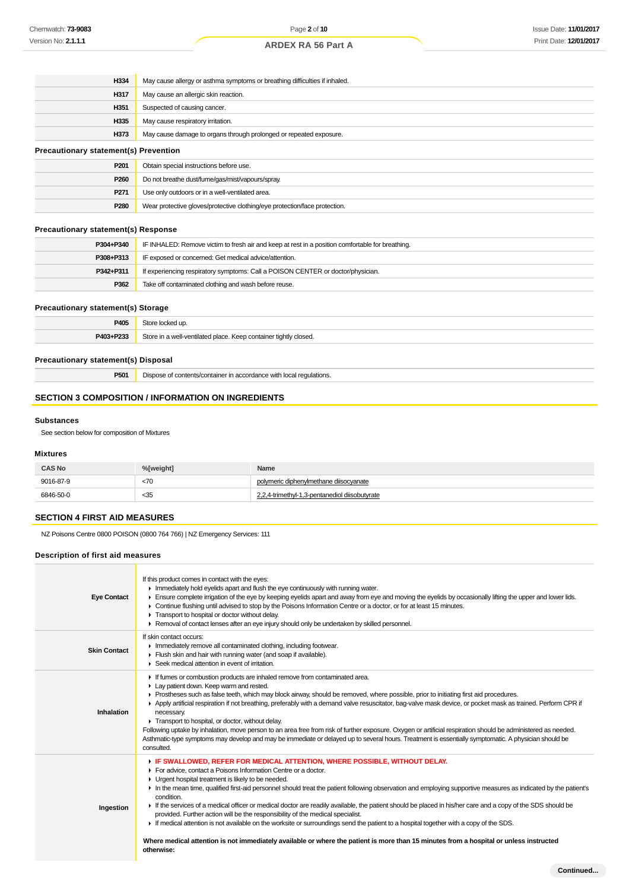| | |
|---|---|
| **H334** | May cause allergy or asthma symptoms or breathing difficulties if inhaled. |
| **H317** | May cause an allergic skin reaction. |
| **H351** | Suspected of causing cancer. |
| **H335** | May cause respiratory irritation. |
| **H373** | May cause damage to organs through prolonged or repeated exposure. |

### Precautionary statement(s) Prevention

| | |
|---|---|
| **P201** | Obtain special instructions before use. |
| **P260** | Do not breathe dust/fume/gas/mist/vapours/spray. |
| **P271** | Use only outdoors or in a well-ventilated area. |
| **P280** | Wear protective gloves/protective clothing/eye protection/face protection. |

### Precautionary statement(s) Response

| | |
|---|---|
| **P304+P340** | IF INHALED: Remove victim to fresh air and keep at rest in a position comfortable for breathing. |
| **P308+P313** | IF exposed or concerned: Get medical advice/attention. |
| **P342+P311** | If experiencing respiratory symptoms: Call a POISON CENTER or doctor/physician. |
| **P362** | Take off contaminated clothing and wash before reuse. |

### Precautionary statement(s) Storage

| | |
|---|---|
| **P405** | Store locked up. |
| **P403+P233** | Store in a well-ventilated place. Keep container tightly closed. |

### Precautionary statement(s) Disposal

| | |
|---|---|
| **P501** | Dispose of contents/container in accordance with local regulations. |

## SECTION 3 COMPOSITION / INFORMATION ON INGREDIENTS

### Substances

See section below for composition of Mixtures

### Mixtures

| CAS No | %[weight] | Name |
|---|---|---|
| 9016-87-9 | <70 | polymeric diphenylmethane diisocyanate |
| 6846-50-0 | <35 | 2,2,4-trimethyl-1,3-pentanediol diisobutyrate |

## SECTION 4 FIRST AID MEASURES

NZ Poisons Centre 0800 POISON (0800 764 766) | NZ Emergency Services: 111

### Description of first aid measures

| | |
|---|---|
| **Eye Contact** | If this product comes in contact with the eyes:<br>- Immediately hold eyelids apart and flush the eye continuously with running water.<br>- Ensure complete irrigation of the eye by keeping eyelids apart and away from eye and moving the eyelids by occasionally lifting the upper and lower lids.<br>- Continue flushing until advised to stop by the Poisons Information Centre or a doctor, or for at least 15 minutes.<br>- Transport to hospital or doctor without delay.<br>- Removal of contact lenses after an eye injury should only be undertaken by skilled personnel. |
| **Skin Contact** | If skin contact occurs:<br>- Immediately remove all contaminated clothing, including footwear.<br>- Flush skin and hair with running water (and soap if available).<br>- Seek medical attention in event of irritation. |
| **Inhalation** | - If fumes or combustion products are inhaled remove from contaminated area.<br>- Lay patient down. Keep warm and rested.<br>- Prostheses such as false teeth, which may block airway, should be removed, where possible, prior to initiating first aid procedures.<br>- Apply artificial respiration if not breathing, preferably with a demand valve resuscitator, bag-valve mask device, or pocket mask as trained. Perform CPR if necessary.<br>- Transport to hospital, or doctor, without delay.<br>Following uptake by inhalation, move person to an area free from risk of further exposure. Oxygen or artificial respiration should be administered as needed. Asthmatic-type symptoms may develop and may be immediate or delayed up to several hours. Treatment is essentially symptomatic. A physician should be consulted. |
| **Ingestion** | - **IF SWALLOWED, REFER FOR MEDICAL ATTENTION, WHERE POSSIBLE, WITHOUT DELAY.**<br>- For advice, contact a Poisons Information Centre or a doctor.<br>- Urgent hospital treatment is likely to be needed.<br>- In the mean time, qualified first-aid personnel should treat the patient following observation and employing supportive measures as indicated by the patient's condition.<br>- If the services of a medical officer or medical doctor are readily available, the patient should be placed in his/her care and a copy of the SDS should be provided. Further action will be the responsibility of the medical specialist.<br>- If medical attention is not available on the worksite or surroundings send the patient to a hospital together with a copy of the SDS.<br><br>**Where medical attention is not immediately available or where the patient is more than 15 minutes from a hospital or unless instructed otherwise:** |

Continued...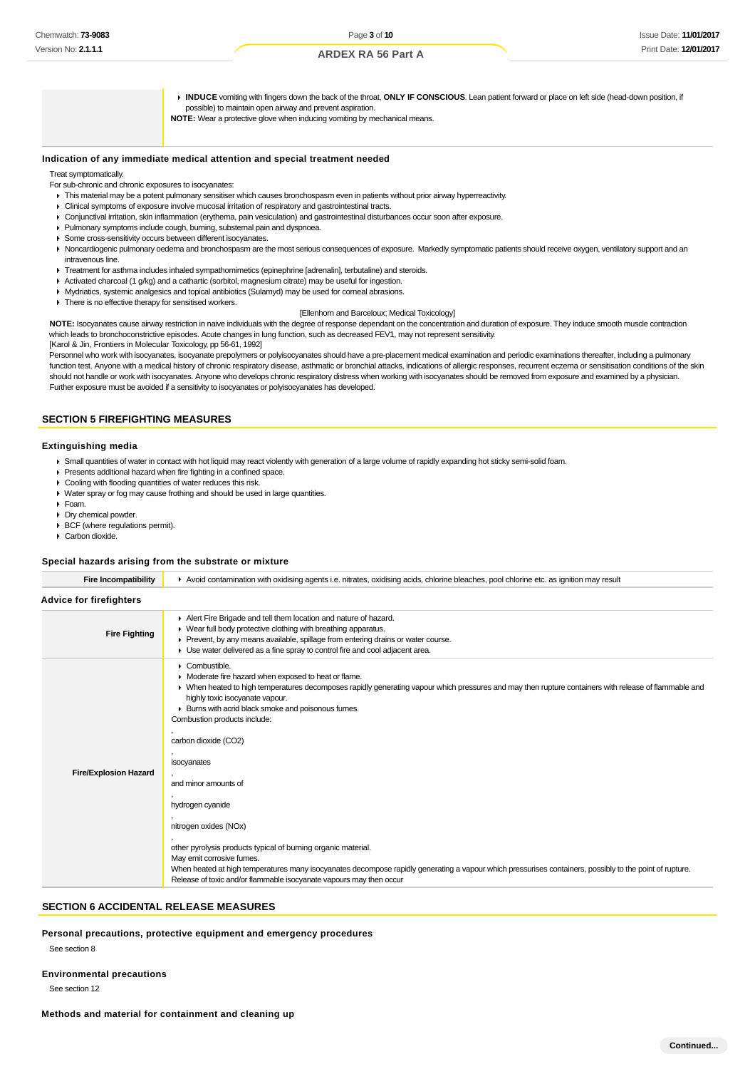| | |
|---|---|
| | ▸ **INDUCE** vomiting with fingers down the back of the throat, **ONLY IF CONSCIOUS**. Lean patient forward or place on left side (head-down position, if possible) to maintain open airway and prevent aspiration.<br>**NOTE:** Wear a protective glove when inducing vomiting by mechanical means. |

### Indication of any immediate medical attention and special treatment needed

Treat symptomatically.

For sub-chronic and chronic exposures to isocyanates:

- This material may be a potent pulmonary sensitiser which causes bronchospasm even in patients without prior airway hyperreactivity.
- Clinical symptoms of exposure involve mucosal irritation of respiratory and gastrointestinal tracts.
- Conjunctival irritation, skin inflammation (erythema, pain vesiculation) and gastrointestinal disturbances occur soon after exposure.
- Pulmonary symptoms include cough, burning, substernal pain and dyspnoea.
- Some cross-sensitivity occurs between different isocyanates.
- Noncardiogenic pulmonary oedema and bronchospasm are the most serious consequences of exposure. Markedly symptomatic patients should receive oxygen, ventilatory support and an intravenous line.
- Treatment for asthma includes inhaled sympathomimetics (epinephrine [adrenalin], terbutaline) and steroids.
- Activated charcoal (1 g/kg) and a cathartic (sorbitol, magnesium citrate) may be useful for ingestion.
- Mydriatics, systemic analgesics and topical antibiotics (Sulamyd) may be used for corneal abrasions.
- There is no effective therapy for sensitised workers.

[Ellenhorn and Barceloux; Medical Toxicology]

**NOTE:** Isocyanates cause airway restriction in naive individuals with the degree of response dependant on the concentration and duration of exposure. They induce smooth muscle contraction which leads to bronchoconstrictive episodes. Acute changes in lung function, such as decreased FEV1, may not represent sensitivity.

[Karol & Jin, Frontiers in Molecular Toxicology, pp 56-61, 1992]

Personnel who work with isocyanates, isocyanate prepolymers or polyisocyanates should have a pre-placement medical examination and periodic examinations thereafter, including a pulmonary function test. Anyone with a medical history of chronic respiratory disease, asthmatic or bronchial attacks, indications of allergic responses, recurrent eczema or sensitisation conditions of the skin should not handle or work with isocyanates. Anyone who develops chronic respiratory distress when working with isocyanates should be removed from exposure and examined by a physician. Further exposure must be avoided if a sensitivity to isocyanates or polyisocyanates has developed.

## SECTION 5 FIREFIGHTING MEASURES

### Extinguishing media

- Small quantities of water in contact with hot liquid may react violently with generation of a large volume of rapidly expanding hot sticky semi-solid foam.
- Presents additional hazard when fire fighting in a confined space.
- Cooling with flooding quantities of water reduces this risk.
- Water spray or fog may cause frothing and should be used in large quantities.
- Foam.
- Dry chemical powder.
- BCF (where regulations permit).
- Carbon dioxide.

### Special hazards arising from the substrate or mixture

| | |
|---|---|
| **Fire Incompatibility** | ▸ Avoid contamination with oxidising agents i.e. nitrates, oxidising acids, chlorine bleaches, pool chlorine etc. as ignition may result |

### Advice for firefighters

| | |
|---|---|
| **Fire Fighting** | ▸ Alert Fire Brigade and tell them location and nature of hazard.<br>▸ Wear full body protective clothing with breathing apparatus.<br>▸ Prevent, by any means available, spillage from entering drains or water course.<br>▸ Use water delivered as a fine spray to control fire and cool adjacent area. |
| **Fire/Explosion Hazard** | ▸ Combustible.<br>▸ Moderate fire hazard when exposed to heat or flame.<br>▸ When heated to high temperatures decomposes rapidly generating vapour which pressures and may then rupture containers with release of flammable and highly toxic isocyanate vapour.<br>▸ Burns with acrid black smoke and poisonous fumes.<br>Combustion products include:<br>,<br>carbon dioxide ($CO_2$)<br>,<br>isocyanates<br>,<br>and minor amounts of<br>,<br>hydrogen cyanide<br>,<br>nitrogen oxides (NOx)<br>,<br>other pyrolysis products typical of burning organic material.<br>May emit corrosive fumes.<br>When heated at high temperatures many isocyanates decompose rapidly generating a vapour which pressurises containers, possibly to the point of rupture. Release of toxic and/or flammable isocyanate vapours may then occur |

## SECTION 6 ACCIDENTAL RELEASE MEASURES

### Personal precautions, protective equipment and emergency procedures

See section 8

### Environmental precautions

See section 12

### Methods and material for containment and cleaning up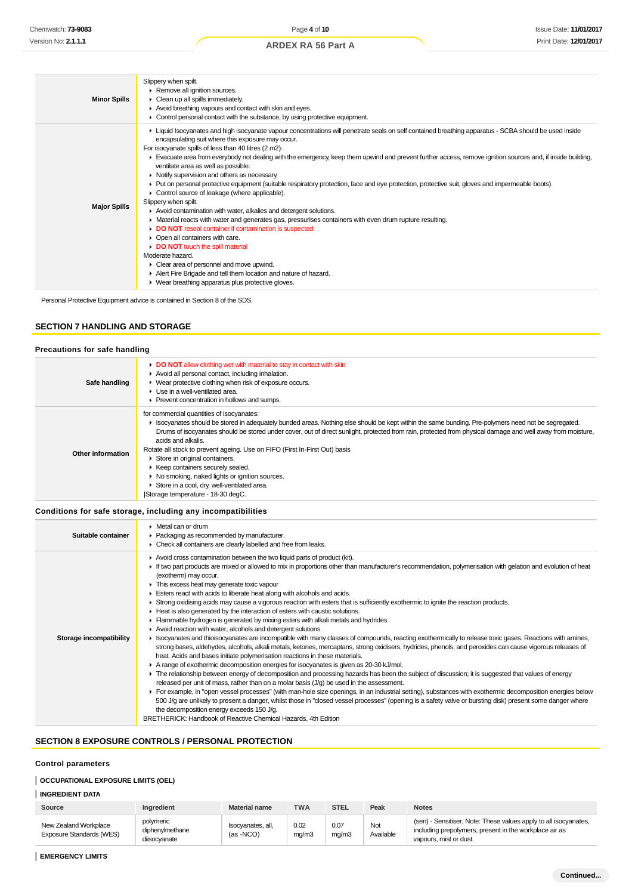| | |
|---|---|
| **Minor Spills** | Slippery when spilt.<br>▸ Remove all ignition sources.<br>▸ Clean up all spills immediately.<br>▸ Avoid breathing vapours and contact with skin and eyes.<br>▸ Control personal contact with the substance, by using protective equipment. |
| **Major Spills** | ▸ Liquid Isocyanates and high isocyanate vapour concentrations will penetrate seals on self contained breathing apparatus - SCBA should be used inside encapsulating suit where this exposure may occur.<br>For isocyanate spills of less than 40 litres (2 m2):<br>▸ Evacuate area from everybody not dealing with the emergency, keep them upwind and prevent further access, remove ignition sources and, if inside building, ventilate area as well as possible.<br>▸ Notify supervision and others as necessary.<br>▸ Put on personal protective equipment (suitable respiratory protection, face and eye protection, protective suit, gloves and impermeable boots).<br>▸ Control source of leakage (where applicable).<br>Slippery when spilt.<br>▸ Avoid contamination with water, alkalies and detergent solutions.<br>▸ Material reacts with water and generates gas, pressurises containers with even drum rupture resulting.<br>▸ **DO NOT** reseal container if contamination is suspected.<br>▸ Open all containers with care.<br>▸ **DO NOT** touch the spill material<br>Moderate hazard.<br>▸ Clear area of personnel and move upwind.<br>▸ Alert Fire Brigade and tell them location and nature of hazard.<br>▸ Wear breathing apparatus plus protective gloves. |

Personal Protective Equipment advice is contained in Section 8 of the SDS.

## SECTION 7 HANDLING AND STORAGE

### Precautions for safe handling

| | |
|---|---|
| **Safe handling** | ▸ **DO NOT** allow clothing wet with material to stay in contact with skin<br>▸ Avoid all personal contact, including inhalation.<br>▸ Wear protective clothing when risk of exposure occurs.<br>▸ Use in a well-ventilated area.<br>▸ Prevent concentration in hollows and sumps. |
| **Other information** | for commercial quantities of isocyanates:<br>▸ Isocyanates should be stored in adequately bunded areas. Nothing else should be kept within the same bunding. Pre-polymers need not be segregated. Drums of isocyanates should be stored under cover, out of direct sunlight, protected from rain, protected from physical damage and well away from moisture, acids and alkalis.<br>Rotate all stock to prevent ageing. Use on FIFO (First In-First Out) basis<br>▸ Store in original containers.<br>▸ Keep containers securely sealed.<br>▸ No smoking, naked lights or ignition sources.<br>▸ Store in a cool, dry, well-ventilated area.<br>\|Storage temperature - 18-30 degC. |

### Conditions for safe storage, including any incompatibilities

| | |
|---|---|
| **Suitable container** | ▸ Metal can or drum<br>▸ Packaging as recommended by manufacturer.<br>▸ Check all containers are clearly labelled and free from leaks. |
| **Storage incompatibility** | ▸ Avoid cross contamination between the two liquid parts of product (kit).<br>▸ If two part products are mixed or allowed to mix in proportions other than manufacturer's recommendation, polymerisation with gelation and evolution of heat (exotherm) may occur.<br>▸ This excess heat may generate toxic vapour<br>▸ Esters react with acids to liberate heat along with alcohols and acids.<br>▸ Strong oxidising acids may cause a vigorous reaction with esters that is sufficiently exothermic to ignite the reaction products.<br>▸ Heat is also generated by the interaction of esters with caustic solutions.<br>▸ Flammable hydrogen is generated by mixing esters with alkali metals and hydrides.<br>▸ Avoid reaction with water, alcohols and detergent solutions.<br>▸ Isocyanates and thioisocyanates are incompatible with many classes of compounds, reacting exothermically to release toxic gases. Reactions with amines, strong bases, aldehydes, alcohols, alkali metals, ketones, mercaptans, strong oxidisers, hydrides, phenols, and peroxides can cause vigorous releases of heat. Acids and bases initiate polymerisation reactions in these materials.<br>▸ A range of exothermic decomposition energies for isocyanates is given as 20-30 kJ/mol.<br>▸ The relationship between energy of decomposition and processing hazards has been the subject of discussion; it is suggested that values of energy released per unit of mass, rather than on a molar basis (J/g) be used in the assessment.<br>▸ For example, in "open vessel processes" (with man-hole size openings, in an industrial setting), substances with exothermic decomposition energies below 500 J/g are unlikely to present a danger, whilst those in "closed vessel processes" (opening is a safety valve or bursting disk) present some danger where the decomposition energy exceeds 150 J/g.<br>BRETHERICK: Handbook of Reactive Chemical Hazards, 4th Edition |

## SECTION 8 EXPOSURE CONTROLS / PERSONAL PROTECTION

### Control parameters

#### OCCUPATIONAL EXPOSURE LIMITS (OEL)

#### INGREDIENT DATA

| Source | Ingredient | Material name | TWA | STEL | Peak | Notes |
|---|---|---|---|---|---|---|
| New Zealand Workplace Exposure Standards (WES) | polymeric diphenylmethane diisocyanate | Isocyanates, all, (as -NCO) | 0.02 mg/m3 | 0.07 mg/m3 | Not Available | (sen) - Sensitiser; Note: These values apply to all isocyanates, including prepolymers, present in the workplace air as vapours, mist or dust. |

#### EMERGENCY LIMITS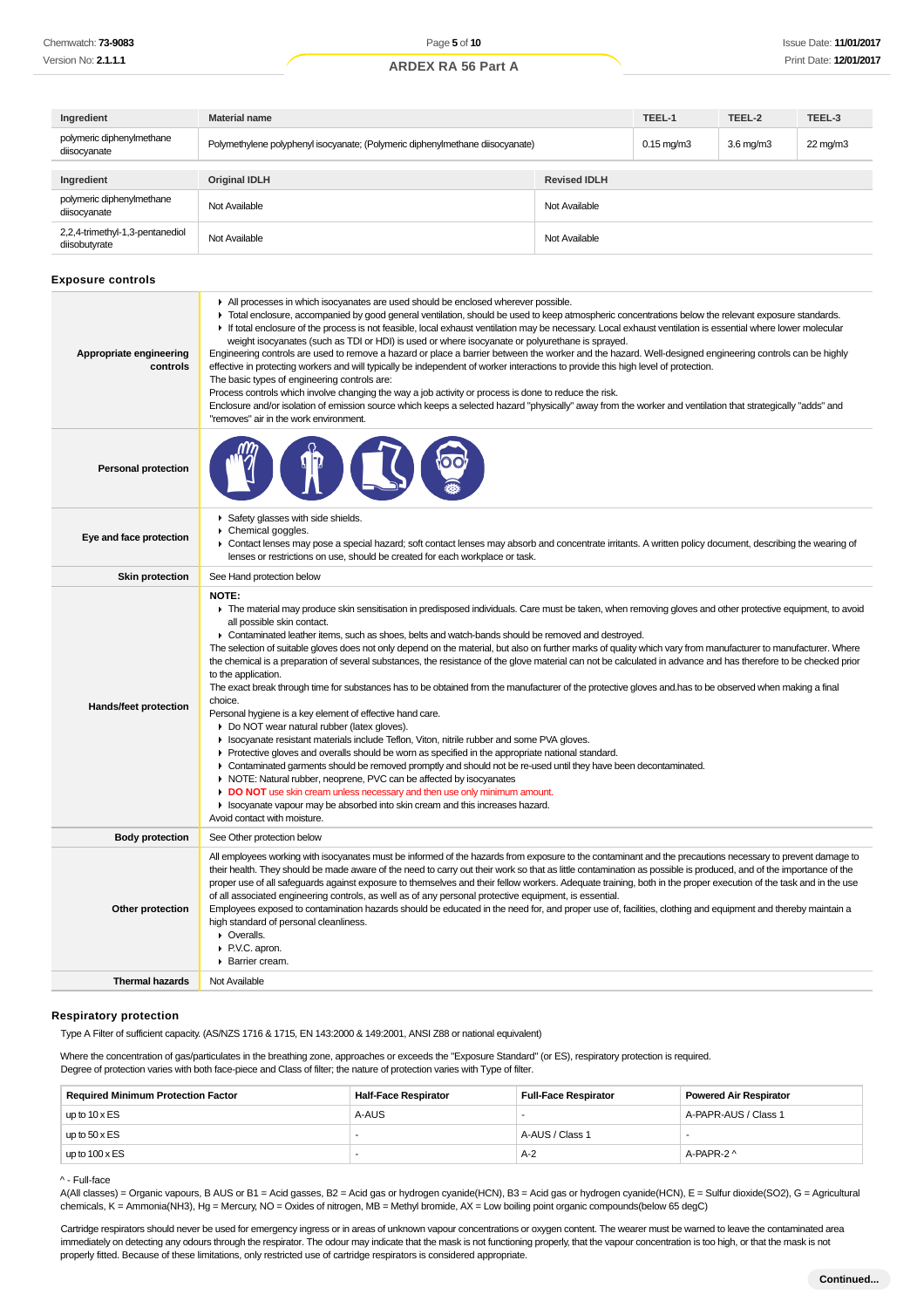| Ingredient | Material name | TEEL-1 | TEEL-2 | TEEL-3 |
|---|---|---|---|---|
| polymeric diphenylmethane diisocyanate | Polymethylene polyphenyl isocyanate; (Polymeric diphenylmethane diisocyanate) | 0.15 mg/m3 | 3.6 mg/m3 | 22 mg/m3 |

| Ingredient | Original IDLH | Revised IDLH |
|---|---|---|
| polymeric diphenylmethane diisocyanate | Not Available | Not Available |
| 2,2,4-trimethyl-1,3-pentanediol diisobutyrate | Not Available | Not Available |

## Exposure controls

| | |
|---|---|
| **Appropriate engineering controls** | ▸ All processes in which isocyanates are used should be enclosed wherever possible.<br>▸ Total enclosure, accompanied by good general ventilation, should be used to keep atmospheric concentrations below the relevant exposure standards.<br>▸ If total enclosure of the process is not feasible, local exhaust ventilation may be necessary. Local exhaust ventilation is essential where lower molecular weight isocyanates (such as TDI or HDI) is used or where isocyanate or polyurethane is sprayed.<br>Engineering controls are used to remove a hazard or place a barrier between the worker and the hazard. Well-designed engineering controls can be highly effective in protecting workers and will typically be independent of worker interactions to provide this high level of protection.<br>The basic types of engineering controls are:<br>Process controls which involve changing the way a job activity or process is done to reduce the risk.<br>Enclosure and/or isolation of emission source which keeps a selected hazard "physically" away from the worker and ventilation that strategically "adds" and "removes" air in the work environment. |
| **Personal protection** | |
| **Eye and face protection** | ▸ Safety glasses with side shields.<br>▸ Chemical goggles.<br>▸ Contact lenses may pose a special hazard; soft contact lenses may absorb and concentrate irritants. A written policy document, describing the wearing of lenses or restrictions on use, should be created for each workplace or task. |
| **Skin protection** | See Hand protection below |
| **Hands/feet protection** | **NOTE:**<br>▸ The material may produce skin sensitisation in predisposed individuals. Care must be taken, when removing gloves and other protective equipment, to avoid all possible skin contact.<br>▸ Contaminated leather items, such as shoes, belts and watch-bands should be removed and destroyed.<br>The selection of suitable gloves does not only depend on the material, but also on further marks of quality which vary from manufacturer to manufacturer. Where the chemical is a preparation of several substances, the resistance of the glove material can not be calculated in advance and has therefore to be checked prior to the application.<br>The exact break through time for substances has to be obtained from the manufacturer of the protective gloves and.has to be observed when making a final choice.<br>Personal hygiene is a key element of effective hand care.<br>▸ Do NOT wear natural rubber (latex gloves).<br>▸ Isocyanate resistant materials include Teflon, Viton, nitrile rubber and some PVA gloves.<br>▸ Protective gloves and overalls should be worn as specified in the appropriate national standard.<br>▸ Contaminated garments should be removed promptly and should not be re-used until they have been decontaminated.<br>▸ NOTE: Natural rubber, neoprene, PVC can be affected by isocyanates<br>▸ **DO NOT** use skin cream unless necessary and then use only minimum amount.<br>▸ Isocyanate vapour may be absorbed into skin cream and this increases hazard.<br>Avoid contact with moisture. |
| **Body protection** | See Other protection below |
| **Other protection** | All employees working with isocyanates must be informed of the hazards from exposure to the contaminant and the precautions necessary to prevent damage to their health. They should be made aware of the need to carry out their work so that as little contamination as possible is produced, and of the importance of the proper use of all safeguards against exposure to themselves and their fellow workers. Adequate training, both in the proper execution of the task and in the use of all associated engineering controls, as well as of any personal protective equipment, is essential.<br>Employees exposed to contamination hazards should be educated in the need for, and proper use of, facilities, clothing and equipment and thereby maintain a high standard of personal cleanliness.<br>▸ Overalls.<br>▸ P.V.C. apron.<br>▸ Barrier cream. |
| **Thermal hazards** | Not Available |

### Respiratory protection

Type A Filter of sufficient capacity. (AS/NZS 1716 & 1715, EN 143:2000 & 149:2001, ANSI Z88 or national equivalent)

Where the concentration of gas/particulates in the breathing zone, approaches or exceeds the "Exposure Standard" (or ES), respiratory protection is required.
Degree of protection varies with both face-piece and Class of filter; the nature of protection varies with Type of filter.

| Required Minimum Protection Factor | Half-Face Respirator | Full-Face Respirator | Powered Air Respirator |
|---|---|---|---|
| up to 10 x ES | A-AUS | - | A-PAPR-AUS / Class 1 |
| up to 50 x ES | - | A-AUS / Class 1 | - |
| up to 100 x ES | - | A-2 | A-PAPR-2 ^ |

^ - Full-face

A(All classes) = Organic vapours, B AUS or B1 = Acid gasses, B2 = Acid gas or hydrogen cyanide(HCN), B3 = Acid gas or hydrogen cyanide(HCN), E = Sulfur dioxide(SO2), G = Agricultural chemicals, K = Ammonia(NH3), Hg = Mercury, NO = Oxides of nitrogen, MB = Methyl bromide, AX = Low boiling point organic compounds(below 65 degC)

Cartridge respirators should never be used for emergency ingress or in areas of unknown vapour concentrations or oxygen content. The wearer must be warned to leave the contaminated area immediately on detecting any odours through the respirator. The odour may indicate that the mask is not functioning properly, that the vapour concentration is too high, or that the mask is not properly fitted. Because of these limitations, only restricted use of cartridge respirators is considered appropriate.

**Continued...**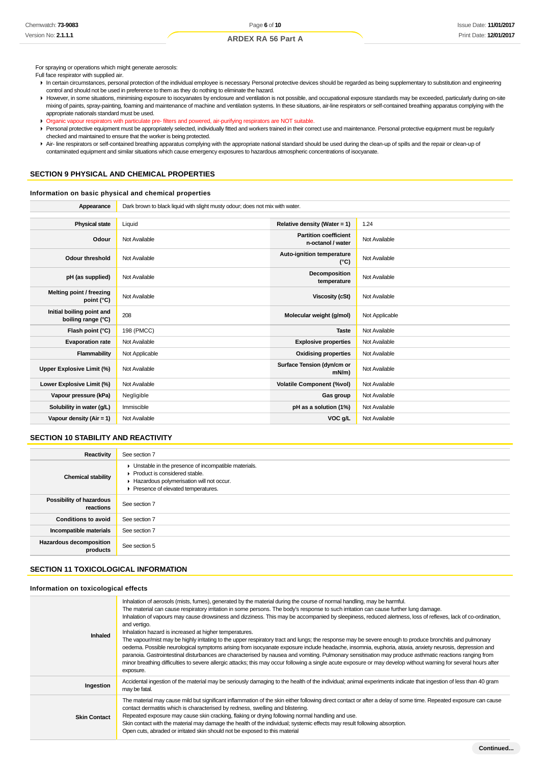For spraying or operations which might generate aerosols:
Full face respirator with supplied air.

- In certain circumstances, personal protection of the individual employee is necessary. Personal protective devices should be regarded as being supplementary to substitution and engineering control and should not be used in preference to them as they do nothing to eliminate the hazard.
- However, in some situations, minimising exposure to isocyanates by enclosure and ventilation is not possible, and occupational exposure standards may be exceeded, particularly during on-site mixing of paints, spray-painting, foaming and maintenance of machine and ventilation systems. In these situations, air-line respirators or self-contained breathing apparatus complying with the appropriate nationals standard must be used.
- Organic vapour respirators with particulate pre- filters and powered, air-purifying respirators are NOT suitable.
- Personal protective equipment must be appropriately selected, individually fitted and workers trained in their correct use and maintenance. Personal protective equipment must be regularly checked and maintained to ensure that the worker is being protected.
- Air- line respirators or self-contained breathing apparatus complying with the appropriate national standard should be used during the clean-up of spills and the repair or clean-up of contaminated equipment and similar situations which cause emergency exposures to hazardous atmospheric concentrations of isocyanate.

## SECTION 9 PHYSICAL AND CHEMICAL PROPERTIES

### Information on basic physical and chemical properties

| Appearance | Dark brown to black liquid with slight musty odour; does not mix with water. | | |
|---|---|---|---|
| **Physical state** | Liquid | **Relative density (Water = 1)** | 1.24 |
| **Odour** | Not Available | **Partition coefficient n-octanol / water** | Not Available |
| **Odour threshold** | Not Available | **Auto-ignition temperature (°C)** | Not Available |
| **pH (as supplied)** | Not Available | **Decomposition temperature** | Not Available |
| **Melting point / freezing point (°C)** | Not Available | **Viscosity (cSt)** | Not Available |
| **Initial boiling point and boiling range (°C)** | 208 | **Molecular weight (g/mol)** | Not Applicable |
| **Flash point (°C)** | 198 (PMCC) | **Taste** | Not Available |
| **Evaporation rate** | Not Available | **Explosive properties** | Not Available |
| **Flammability** | Not Applicable | **Oxidising properties** | Not Available |
| **Upper Explosive Limit (%)** | Not Available | **Surface Tension (dyn/cm or mN/m)** | Not Available |
| **Lower Explosive Limit (%)** | Not Available | **Volatile Component (%vol)** | Not Available |
| **Vapour pressure (kPa)** | Negligible | **Gas group** | Not Available |
| **Solubility in water (g/L)** | Immiscible | **pH as a solution (1%)** | Not Available |
| **Vapour density (Air = 1)** | Not Available | **VOC g/L** | Not Available |

## SECTION 10 STABILITY AND REACTIVITY

| Reactivity | See section 7 |
|---|---|
| **Chemical stability** | - Unstable in the presence of incompatible materials.<br>- Product is considered stable.<br>- Hazardous polymerisation will not occur.<br>- Presence of elevated temperatures. |
| **Possibility of hazardous reactions** | See section 7 |
| **Conditions to avoid** | See section 7 |
| **Incompatible materials** | See section 7 |
| **Hazardous decomposition products** | See section 5 |

## SECTION 11 TOXICOLOGICAL INFORMATION

### Information on toxicological effects

| Inhaled | Inhalation of aerosols (mists, fumes), generated by the material during the course of normal handling, may be harmful.<br>The material can cause respiratory irritation in some persons. The body's response to such irritation can cause further lung damage.<br>Inhalation of vapours may cause drowsiness and dizziness. This may be accompanied by sleepiness, reduced alertness, loss of reflexes, lack of co-ordination, and vertigo.<br>Inhalation hazard is increased at higher temperatures.<br>The vapour/mist may be highly irritating to the upper respiratory tract and lungs; the response may be severe enough to produce bronchitis and pulmonary oedema. Possible neurological symptoms arising from isocyanate exposure include headache, insomnia, euphoria, ataxia, anxiety neurosis, depression and paranoia. Gastrointestinal disturbances are characterised by nausea and vomiting. Pulmonary sensitisation may produce asthmatic reactions ranging from minor breathing difficulties to severe allergic attacks; this may occur following a single acute exposure or may develop without warning for several hours after exposure. |
|---|---|
| **Ingestion** | Accidental ingestion of the material may be seriously damaging to the health of the individual; animal experiments indicate that ingestion of less than 40 gram may be fatal. |
| **Skin Contact** | The material may cause mild but significant inflammation of the skin either following direct contact or after a delay of some time. Repeated exposure can cause contact dermatitis which is characterised by redness, swelling and blistering.<br>Repeated exposure may cause skin cracking, flaking or drying following normal handling and use.<br>Skin contact with the material may damage the health of the individual; systemic effects may result following absorption.<br>Open cuts, abraded or irritated skin should not be exposed to this material |

Continued...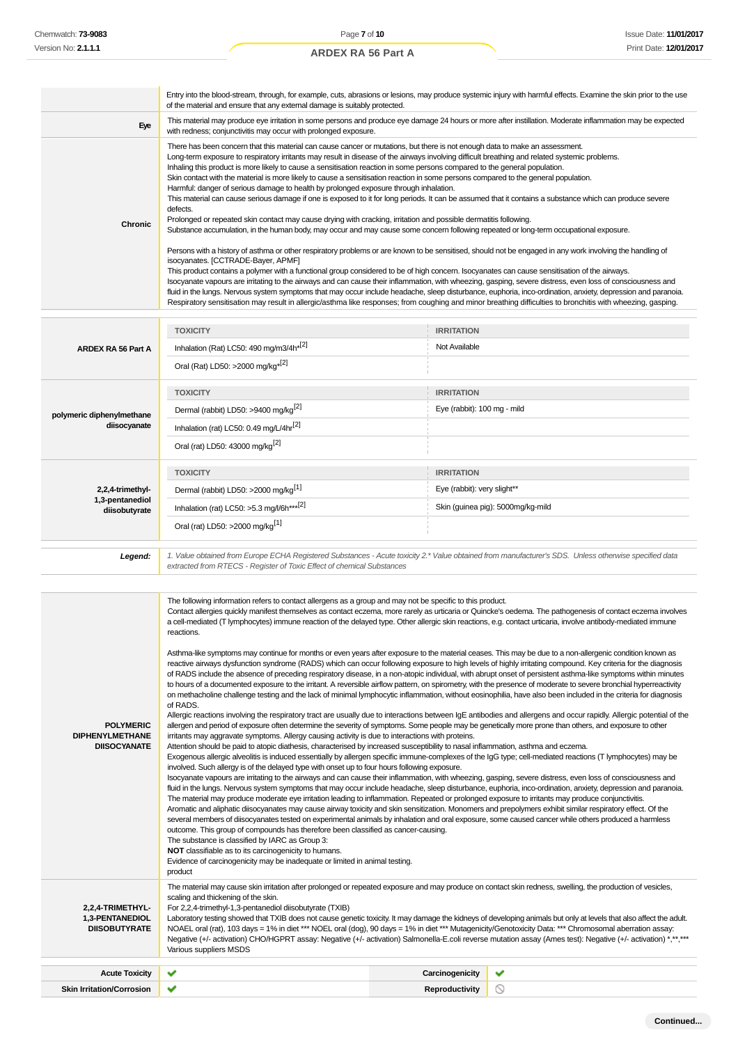| | |
|---|---|
| | Entry into the blood-stream, through, for example, cuts, abrasions or lesions, may produce systemic injury with harmful effects. Examine the skin prior to the use of the material and ensure that any external damage is suitably protected. |
| **Eye** | This material may produce eye irritation in some persons and produce eye damage 24 hours or more after instillation. Moderate inflammation may be expected with redness; conjunctivitis may occur with prolonged exposure. |
| **Chronic** | There has been concern that this material can cause cancer or mutations, but there is not enough data to make an assessment.<br>Long-term exposure to respiratory irritants may result in disease of the airways involving difficult breathing and related systemic problems.<br>Inhaling this product is more likely to cause a sensitisation reaction in some persons compared to the general population.<br>Skin contact with the material is more likely to cause a sensitisation reaction in some persons compared to the general population.<br>Harmful: danger of serious damage to health by prolonged exposure through inhalation.<br>This material can cause serious damage if one is exposed to it for long periods. It can be assumed that it contains a substance which can produce severe defects.<br>Prolonged or repeated skin contact may cause drying with cracking, irritation and possible dermatitis following.<br>Substance accumulation, in the human body, may occur and may cause some concern following repeated or long-term occupational exposure.<br><br>Persons with a history of asthma or other respiratory problems or are known to be sensitised, should not be engaged in any work involving the handling of isocyanates. [CCTRADE-Bayer, APMF]<br>This product contains a polymer with a functional group considered to be of high concern. Isocyanates can cause sensitisation of the airways.<br>Isocyanate vapours are irritating to the airways and can cause their inflammation, with wheezing, gasping, severe distress, even loss of consciousness and fluid in the lungs. Nervous system symptoms that may occur include headache, sleep disturbance, euphoria, inco-ordination, anxiety, depression and paranoia.<br>Respiratory sensitisation may result in allergic/asthma like responses; from coughing and minor breathing difficulties to bronchitis with wheezing, gasping. |

| | TOXICITY | IRRITATION |
|---|---|---|
| **ARDEX RA 56 Part A** | Inhalation (Rat) LC50: 490 mg/m3/4h*[2] | Not Available |
| | Oral (Rat) LD50: >2000 mg/kg*[2] | |
| | **TOXICITY** | **IRRITATION** |
| **polymeric diphenylmethane diisocyanate** | Dermal (rabbit) LD50: >9400 mg/kg[2] | Eye (rabbit): 100 mg - mild |
| | Inhalation (rat) LC50: 0.49 mg/L/4hr[2] | |
| | Oral (rat) LD50: 43000 mg/kg[2] | |
| | **TOXICITY** | **IRRITATION** |
| **2,2,4-trimethyl-1,3-pentanediol diisobutyrate** | Dermal (rabbit) LD50: >2000 mg/kg[1] | Eye (rabbit): very slight** |
| | Inhalation (rat) LC50: >5.3 mg/l/6h***[2] | Skin (guinea pig): 5000mg/kg-mild |
| | Oral (rat) LD50: >2000 mg/kg[1] | |

| | |
|---|---|
| ***Legend:*** | *1. Value obtained from Europe ECHA Registered Substances - Acute toxicity 2.* Value obtained from manufacturer's SDS. Unless otherwise specified data extracted from RTECS - Register of Toxic Effect of chemical Substances* |

| | |
|---|---|
| **POLYMERIC DIPHENYLMETHANE DIISOCYANATE** | The following information refers to contact allergens as a group and may not be specific to this product.<br>Contact allergies quickly manifest themselves as contact eczema, more rarely as urticaria or Quincke's oedema. The pathogenesis of contact eczema involves a cell-mediated (T lymphocytes) immune reaction of the delayed type. Other allergic skin reactions, e.g. contact urticaria, involve antibody-mediated immune reactions.<br><br>Asthma-like symptoms may continue for months or even years after exposure to the material ceases. This may be due to a non-allergenic condition known as reactive airways dysfunction syndrome (RADS) which can occur following exposure to high levels of highly irritating compound. Key criteria for the diagnosis of RADS include the absence of preceding respiratory disease, in a non-atopic individual, with abrupt onset of persistent asthma-like symptoms within minutes to hours of a documented exposure to the irritant. A reversible airflow pattern, on spirometry, with the presence of moderate to severe bronchial hyperreactivity on methacholine challenge testing and the lack of minimal lymphocytic inflammation, without eosinophilia, have also been included in the criteria for diagnosis of RADS.<br>Allergic reactions involving the respiratory tract are usually due to interactions between IgE antibodies and allergens and occur rapidly. Allergic potential of the allergen and period of exposure often determine the severity of symptoms. Some people may be genetically more prone than others, and exposure to other irritants may aggravate symptoms. Allergy causing activity is due to interactions with proteins.<br>Attention should be paid to atopic diathesis, characterised by increased susceptibility to nasal inflammation, asthma and eczema.<br>Exogenous allergic alveolitis is induced essentially by allergen specific immune-complexes of the IgG type; cell-mediated reactions (T lymphocytes) may be involved. Such allergy is of the delayed type with onset up to four hours following exposure.<br>Isocyanate vapours are irritating to the airways and can cause their inflammation, with wheezing, gasping, severe distress, even loss of consciousness and fluid in the lungs. Nervous system symptoms that may occur include headache, sleep disturbance, euphoria, inco-ordination, anxiety, depression and paranoia.<br>The material may produce moderate eye irritation leading to inflammation. Repeated or prolonged exposure to irritants may produce conjunctivitis.<br>Aromatic and aliphatic diisocyanates may cause airway toxicity and skin sensitization. Monomers and prepolymers exhibit similar respiratory effect. Of the several members of diisocyanates tested on experimental animals by inhalation and oral exposure, some caused cancer while others produced a harmless outcome. This group of compounds has therefore been classified as cancer-causing.<br>The substance is classified by IARC as Group 3:<br>**NOT** classifiable as to its carcinogenicity to humans.<br>Evidence of carcinogenicity may be inadequate or limited in animal testing.<br>product |
| **2,2,4-TRIMETHYL-1,3-PENTANEDIOL DIISOBUTYRATE** | The material may cause skin irritation after prolonged or repeated exposure and may produce on contact skin redness, swelling, the production of vesicles, scaling and thickening of the skin.<br>For 2,2,4-trimethyl-1,3-pentanediol diisobutyrate (TXIB)<br>Laboratory testing showed that TXIB does not cause genetic toxicity. It may damage the kidneys of developing animals but only at levels that also affect the adult.<br>NOAEL oral (rat), 103 days = 1% in diet *** NOEL oral (dog), 90 days = 1% in diet *** Mutagenicity/Genotoxicity Data: *** Chromosomal aberration assay: Negative (+/- activation) CHO/HGPRT assay: Negative (+/- activation) Salmonella-E.coli reverse mutation assay (Ames test): Negative (+/- activation) *,**,***<br>Various suppliers MSDS |

| | | | |
|---|---|---|---|
| **Acute Toxicity** | ✔ | **Carcinogenicity** | ✔ |
| **Skin Irritation/Corrosion** | ✔ | **Reproductivity** | ⃠ |

Continued...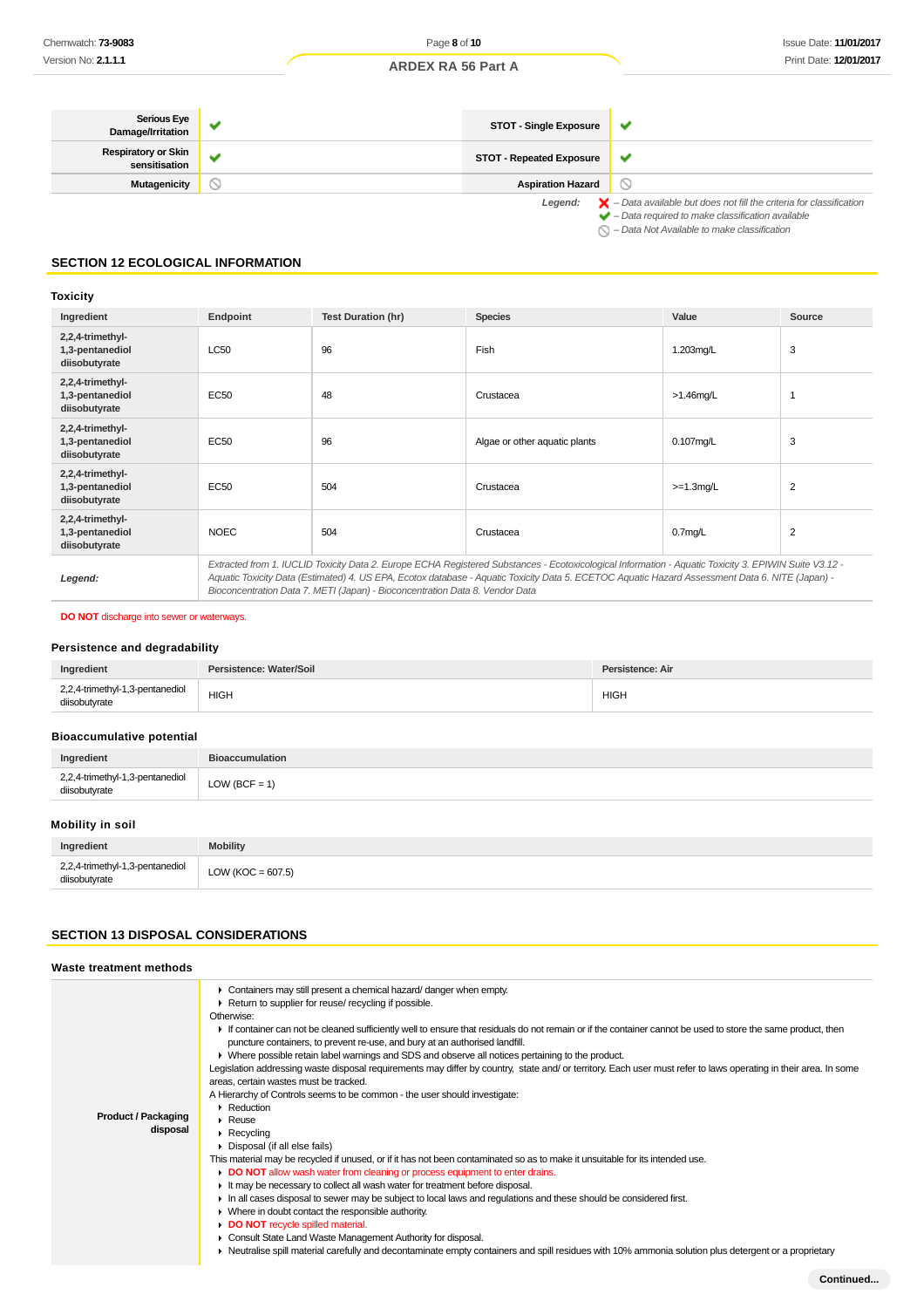| Serious Eye Damage/Irritation | ✔ | STOT - Single Exposure | ✔ |
|---|---|---|---|
| Respiratory or Skin sensitisation | ✔ | STOT - Repeated Exposure | ✔ |
| Mutagenicity | ⃠ | Aspiration Hazard | ⃠ |

*Legend:* ✘ *– Data available but does not fill the criteria for classification*
✔ *– Data required to make classification available*
⃠ *– Data Not Available to make classification*

## SECTION 12 ECOLOGICAL INFORMATION

### Toxicity

| Ingredient | Endpoint | Test Duration (hr) | Species | Value | Source |
|---|---|---|---|---|---|
| 2,2,4-trimethyl-1,3-pentanediol diisobutyrate | LC50 | 96 | Fish | 1.203mg/L | 3 |
| 2,2,4-trimethyl-1,3-pentanediol diisobutyrate | EC50 | 48 | Crustacea | >1.46mg/L | 1 |
| 2,2,4-trimethyl-1,3-pentanediol diisobutyrate | EC50 | 96 | Algae or other aquatic plants | 0.107mg/L | 3 |
| 2,2,4-trimethyl-1,3-pentanediol diisobutyrate | EC50 | 504 | Crustacea | >=1.3mg/L | 2 |
| 2,2,4-trimethyl-1,3-pentanediol diisobutyrate | NOEC | 504 | Crustacea | 0.7mg/L | 2 |
| ***Legend:*** | *Extracted from 1. IUCLID Toxicity Data 2. Europe ECHA Registered Substances - Ecotoxicological Information - Aquatic Toxicity 3. EPIWIN Suite V3.12 - Aquatic Toxicity Data (Estimated) 4. US EPA, Ecotox database - Aquatic Toxicity Data 5. ECETOC Aquatic Hazard Assessment Data 6. NITE (Japan) - Bioconcentration Data 7. METI (Japan) - Bioconcentration Data 8. Vendor Data* | | | | |

**DO NOT** discharge into sewer or waterways.

### Persistence and degradability

| Ingredient | Persistence: Water/Soil | Persistence: Air |
|---|---|---|
| 2,2,4-trimethyl-1,3-pentanediol diisobutyrate | HIGH | HIGH |

### Bioaccumulative potential

| Ingredient | Bioaccumulation |
|---|---|
| 2,2,4-trimethyl-1,3-pentanediol diisobutyrate | LOW (BCF = 1) |

### Mobility in soil

| Ingredient | Mobility |
|---|---|
| 2,2,4-trimethyl-1,3-pentanediol diisobutyrate | LOW (KOC = 607.5) |

## SECTION 13 DISPOSAL CONSIDERATIONS

### Waste treatment methods

**Product / Packaging disposal**

- Containers may still present a chemical hazard/ danger when empty.
- Return to supplier for reuse/ recycling if possible.

Otherwise:

- If container can not be cleaned sufficiently well to ensure that residuals do not remain or if the container cannot be used to store the same product, then puncture containers, to prevent re-use, and bury at an authorised landfill.
- Where possible retain label warnings and SDS and observe all notices pertaining to the product.

Legislation addressing waste disposal requirements may differ by country, state and/ or territory. Each user must refer to laws operating in their area. In some areas, certain wastes must be tracked.

A Hierarchy of Controls seems to be common - the user should investigate:

- Reduction
- Reuse
- Recycling
- Disposal (if all else fails)

This material may be recycled if unused, or if it has not been contaminated so as to make it unsuitable for its intended use.

- **DO NOT** allow wash water from cleaning or process equipment to enter drains.
- It may be necessary to collect all wash water for treatment before disposal.
- In all cases disposal to sewer may be subject to local laws and regulations and these should be considered first.
- Where in doubt contact the responsible authority.
- **DO NOT** recycle spilled material.
- Consult State Land Waste Management Authority for disposal.
- Neutralise spill material carefully and decontaminate empty containers and spill residues with 10% ammonia solution plus detergent or a proprietary

**Continued...**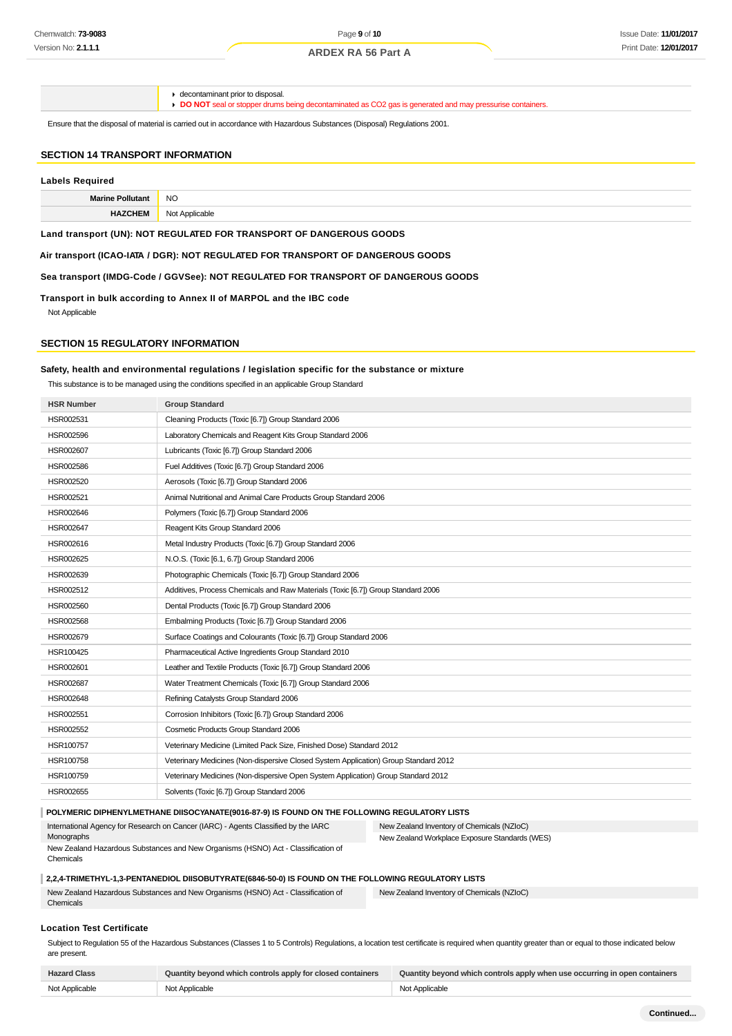| | |
|---|---|
| | - decontaminant prior to disposal.<br>- **DO NOT** seal or stopper drums being decontaminated as $CO_2$ gas is generated and may pressurise containers. |

Ensure that the disposal of material is carried out in accordance with Hazardous Substances (Disposal) Regulations 2001.

## SECTION 14 TRANSPORT INFORMATION

### Labels Required

| | |
|---|---|
| **Marine Pollutant** | NO |
| **HAZCHEM** | Not Applicable |

**Land transport (UN): NOT REGULATED FOR TRANSPORT OF DANGEROUS GOODS**

**Air transport (ICAO-IATA / DGR): NOT REGULATED FOR TRANSPORT OF DANGEROUS GOODS**

**Sea transport (IMDG-Code / GGVSee): NOT REGULATED FOR TRANSPORT OF DANGEROUS GOODS**

**Transport in bulk according to Annex II of MARPOL and the IBC code**

Not Applicable

## SECTION 15 REGULATORY INFORMATION

### Safety, health and environmental regulations / legislation specific for the substance or mixture

This substance is to be managed using the conditions specified in an applicable Group Standard

| HSR Number | Group Standard |
|---|---|
| HSR002531 | Cleaning Products (Toxic [6.7]) Group Standard 2006 |
| HSR002596 | Laboratory Chemicals and Reagent Kits Group Standard 2006 |
| HSR002607 | Lubricants (Toxic [6.7]) Group Standard 2006 |
| HSR002586 | Fuel Additives (Toxic [6.7]) Group Standard 2006 |
| HSR002520 | Aerosols (Toxic [6.7]) Group Standard 2006 |
| HSR002521 | Animal Nutritional and Animal Care Products Group Standard 2006 |
| HSR002646 | Polymers (Toxic [6.7]) Group Standard 2006 |
| HSR002647 | Reagent Kits Group Standard 2006 |
| HSR002616 | Metal Industry Products (Toxic [6.7]) Group Standard 2006 |
| HSR002625 | N.O.S. (Toxic [6.1, 6.7]) Group Standard 2006 |
| HSR002639 | Photographic Chemicals (Toxic [6.7]) Group Standard 2006 |
| HSR002512 | Additives, Process Chemicals and Raw Materials (Toxic [6.7]) Group Standard 2006 |
| HSR002560 | Dental Products (Toxic [6.7]) Group Standard 2006 |
| HSR002568 | Embalming Products (Toxic [6.7]) Group Standard 2006 |
| HSR002679 | Surface Coatings and Colourants (Toxic [6.7]) Group Standard 2006 |
| HSR100425 | Pharmaceutical Active Ingredients Group Standard 2010 |
| HSR002601 | Leather and Textile Products (Toxic [6.7]) Group Standard 2006 |
| HSR002687 | Water Treatment Chemicals (Toxic [6.7]) Group Standard 2006 |
| HSR002648 | Refining Catalysts Group Standard 2006 |
| HSR002551 | Corrosion Inhibitors (Toxic [6.7]) Group Standard 2006 |
| HSR002552 | Cosmetic Products Group Standard 2006 |
| HSR100757 | Veterinary Medicine (Limited Pack Size, Finished Dose) Standard 2012 |
| HSR100758 | Veterinary Medicines (Non-dispersive Closed System Application) Group Standard 2012 |
| HSR100759 | Veterinary Medicines (Non-dispersive Open System Application) Group Standard 2012 |
| HSR002655 | Solvents (Toxic [6.7]) Group Standard 2006 |

**POLYMERIC DIPHENYLMETHANE DIISOCYANATE(9016-87-9) IS FOUND ON THE FOLLOWING REGULATORY LISTS**

| | |
|---|---|
| International Agency for Research on Cancer (IARC) - Agents Classified by the IARC Monographs | New Zealand Inventory of Chemicals (NZIoC) |
| New Zealand Hazardous Substances and New Organisms (HSNO) Act - Classification of Chemicals | New Zealand Workplace Exposure Standards (WES) |

**2,2,4-TRIMETHYL-1,3-PENTANEDIOL DIISOBUTYRATE(6846-50-0) IS FOUND ON THE FOLLOWING REGULATORY LISTS**

| | |
|---|---|
| New Zealand Hazardous Substances and New Organisms (HSNO) Act - Classification of Chemicals | New Zealand Inventory of Chemicals (NZIoC) |

### Location Test Certificate

Subject to Regulation 55 of the Hazardous Substances (Classes 1 to 5 Controls) Regulations, a location test certificate is required when quantity greater than or equal to those indicated below are present.

| Hazard Class | Quantity beyond which controls apply for closed containers | Quantity beyond which controls apply when use occurring in open containers |
|---|---|---|
| Not Applicable | Not Applicable | Not Applicable |

Continued...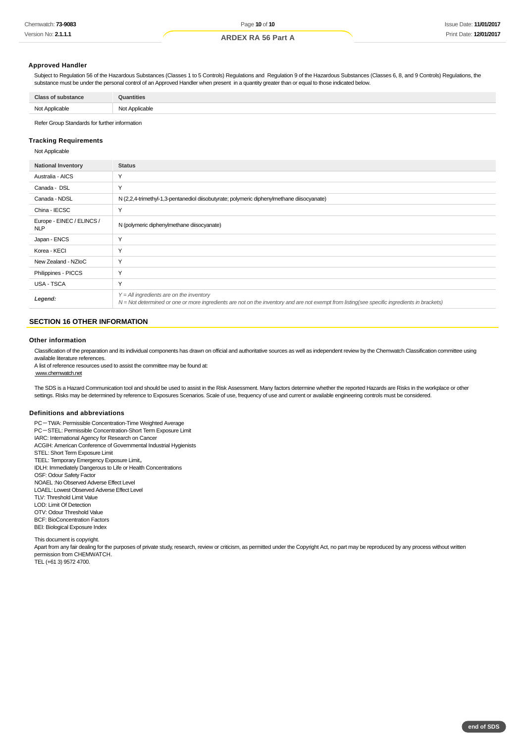### Approved Handler

Subject to Regulation 56 of the Hazardous Substances (Classes 1 to 5 Controls) Regulations and Regulation 9 of the Hazardous Substances (Classes 6, 8, and 9 Controls) Regulations, the substance must be under the personal control of an Approved Handler when present in a quantity greater than or equal to those indicated below.

| Class of substance | Quantities |
|---|---|
| Not Applicable | Not Applicable |

Refer Group Standards for further information

### Tracking Requirements

Not Applicable

| National Inventory | Status |
|---|---|
| Australia - AICS | Y |
| Canada - DSL | Y |
| Canada - NDSL | N (2,2,4-trimethyl-1,3-pentanediol diisobutyrate; polymeric diphenylmethane diisocyanate) |
| China - IECSC | Y |
| Europe - EINEC / ELINCS / NLP | N (polymeric diphenylmethane diisocyanate) |
| Japan - ENCS | Y |
| Korea - KECI | Y |
| New Zealand - NZIoC | Y |
| Philippines - PICCS | Y |
| USA - TSCA | Y |
| ***Legend:*** | *Y = All ingredients are on the inventory*<br>*N = Not determined or one or more ingredients are not on the inventory and are not exempt from listing(see specific ingredients in brackets)* |

## SECTION 16 OTHER INFORMATION

### Other information

Classification of the preparation and its individual components has drawn on official and authoritative sources as well as independent review by the Chemwatch Classification committee using available literature references.
A list of reference resources used to assist the committee may be found at:
www.chemwatch.net

The SDS is a Hazard Communication tool and should be used to assist in the Risk Assessment. Many factors determine whether the reported Hazards are Risks in the workplace or other settings. Risks may be determined by reference to Exposures Scenarios. Scale of use, frequency of use and current or available engineering controls must be considered.

### Definitions and abbreviations

PC－TWA: Permissible Concentration-Time Weighted Average
PC－STEL: Permissible Concentration-Short Term Exposure Limit
IARC: International Agency for Research on Cancer
ACGIH: American Conference of Governmental Industrial Hygienists
STEL: Short Term Exposure Limit
TEEL: Temporary Emergency Exposure Limit。
IDLH: Immediately Dangerous to Life or Health Concentrations
OSF: Odour Safety Factor
NOAEL :No Observed Adverse Effect Level
LOAEL: Lowest Observed Adverse Effect Level
TLV: Threshold Limit Value
LOD: Limit Of Detection
OTV: Odour Threshold Value
BCF: BioConcentration Factors
BEI: Biological Exposure Index

This document is copyright.
Apart from any fair dealing for the purposes of private study, research, review or criticism, as permitted under the Copyright Act, no part may be reproduced by any process without written permission from CHEMWATCH.
TEL (+61 3) 9572 4700.

end of SDS